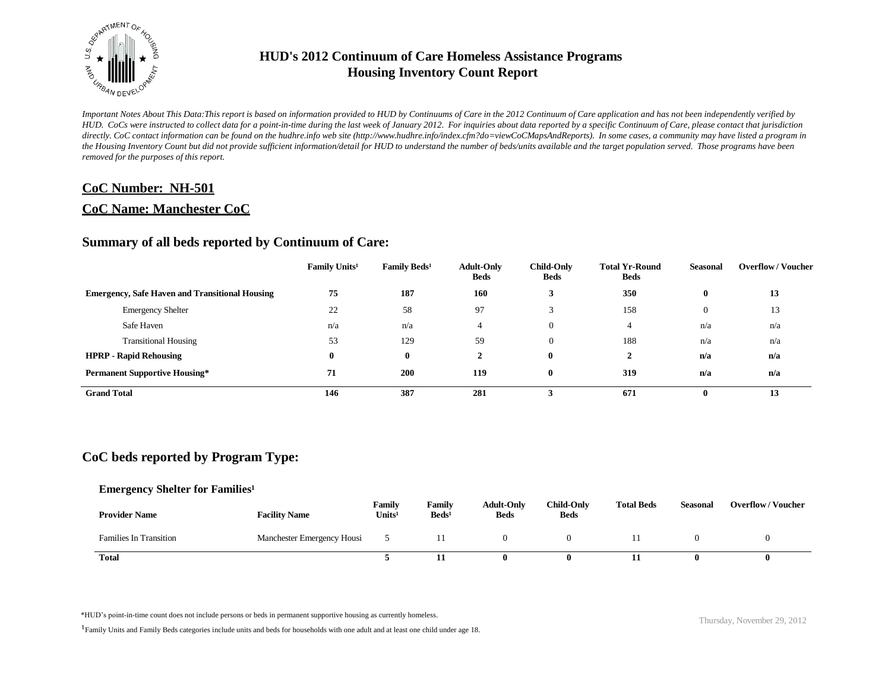# HUD's 2012 Continuum of Care Homeless Assistance Programs
# Housing Inventory Count Report

*Important Notes About This Data:This report is based on information provided to HUD by Continuums of Care in the 2012 Continuum of Care application and has not been independently verified by HUD. CoCs were instructed to collect data for a point-in-time during the last week of January 2012. For inquiries about data reported by a specific Continuum of Care, please contact that jurisdiction directly. CoC contact information can be found on the hudhre.info web site (http://www.hudhre.info/index.cfm?do=viewCoCMapsAndReports). In some cases, a community may have listed a program in the Housing Inventory Count but did not provide sufficient information/detail for HUD to understand the number of beds/units available and the target population served. Those programs have been removed for the purposes of this report.*

## CoC Number: NH-501

## CoC Name: Manchester CoC

## Summary of all beds reported by Continuum of Care:

| | Family Units[1] | Family Beds[1] | Adult-Only Beds | Child-Only Beds | Total Yr-Round Beds | Seasonal | Overflow / Voucher |
|---|---|---|---|---|---|---|---|
| **Emergency, Safe Haven and Transitional Housing** | **75** | **187** | **160** | **3** | **350** | **0** | **13** |
| Emergency Shelter | 22 | 58 | 97 | 3 | 158 | 0 | 13 |
| Safe Haven | n/a | n/a | 4 | 0 | 4 | n/a | n/a |
| Transitional Housing | 53 | 129 | 59 | 0 | 188 | n/a | n/a |
| **HPRP - Rapid Rehousing** | **0** | **0** | **2** | **0** | **2** | **n/a** | **n/a** |
| **Permanent Supportive Housing*** | **71** | **200** | **119** | **0** | **319** | **n/a** | **n/a** |
| **Grand Total** | **146** | **387** | **281** | **3** | **671** | **0** | **13** |

## CoC beds reported by Program Type:

### Emergency Shelter for Families[1]

| Provider Name | Facility Name | Family Units[1] | Family Beds[1] | Adult-Only Beds | Child-Only Beds | Total Beds | Seasonal | Overflow / Voucher |
|---|---|---|---|---|---|---|---|---|
| Families In Transition | Manchester Emergency Housi | 5 | 11 | 0 | 0 | 11 | 0 | 0 |
| **Total** | | **5** | **11** | **0** | **0** | **11** | **0** | **0** |

*HUD's point-in-time count does not include persons or beds in permanent supportive housing as currently homeless.

[1]Family Units and Family Beds categories include units and beds for households with one adult and at least one child under age 18.

Thursday, November 29, 2012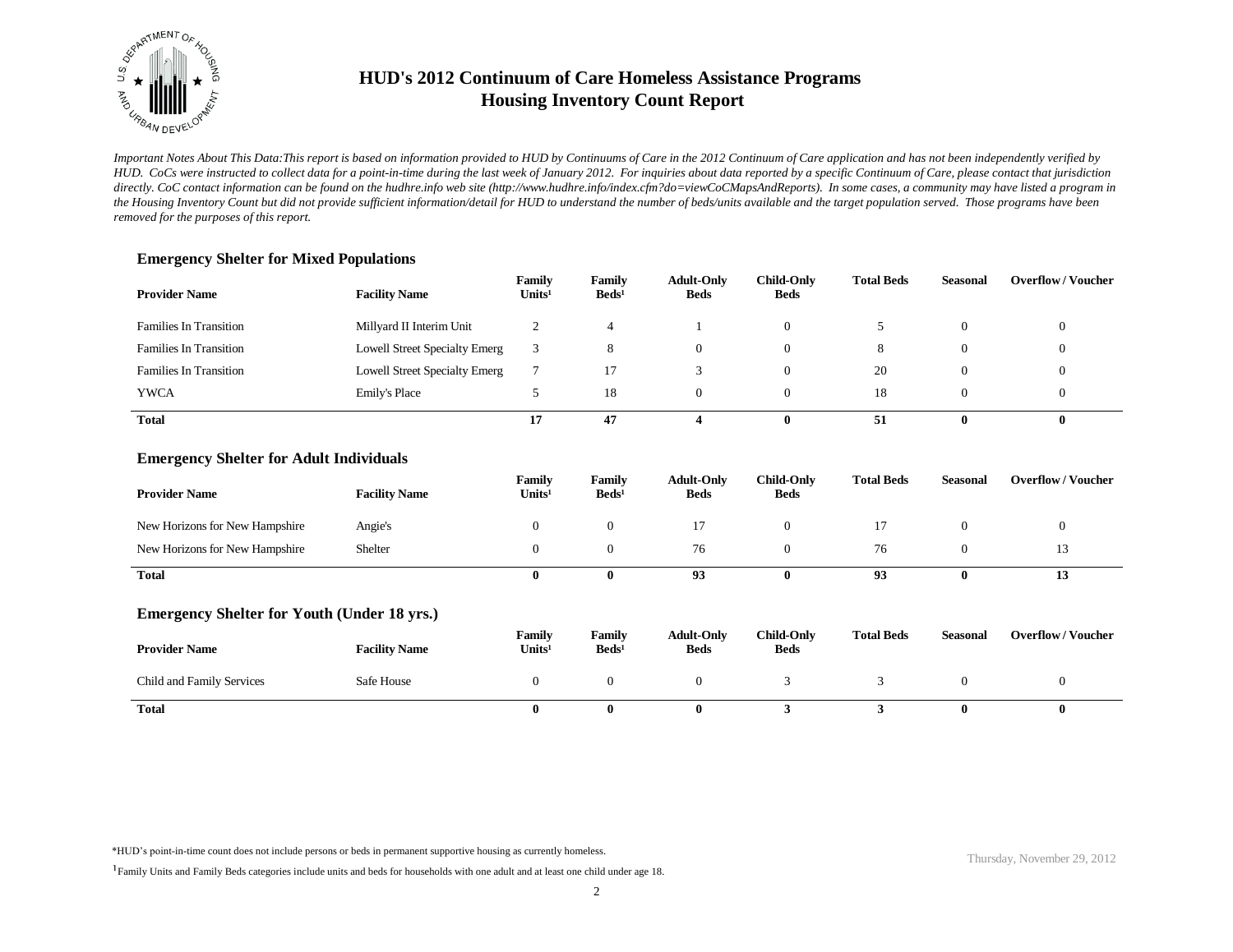# HUD's 2012 Continuum of Care Homeless Assistance Programs
# Housing Inventory Count Report

*Important Notes About This Data:This report is based on information provided to HUD by Continuums of Care in the 2012 Continuum of Care application and has not been independently verified by HUD. CoCs were instructed to collect data for a point-in-time during the last week of January 2012. For inquiries about data reported by a specific Continuum of Care, please contact that jurisdiction directly. CoC contact information can be found on the hudhre.info web site (http://www.hudhre.info/index.cfm?do=viewCoCMapsAndReports). In some cases, a community may have listed a program in the Housing Inventory Count but did not provide sufficient information/detail for HUD to understand the number of beds/units available and the target population served. Those programs have been removed for the purposes of this report.*

### Emergency Shelter for Mixed Populations

| Provider Name | Facility Name | Family Units[1] | Family Beds[1] | Adult-Only Beds | Child-Only Beds | Total Beds | Seasonal | Overflow / Voucher |
|---|---|---|---|---|---|---|---|---|
| Families In Transition | Millyard II Interim Unit | 2 | 4 | 1 | 0 | 5 | 0 | 0 |
| Families In Transition | Lowell Street Specialty Emerg | 3 | 8 | 0 | 0 | 8 | 0 | 0 |
| Families In Transition | Lowell Street Specialty Emerg | 7 | 17 | 3 | 0 | 20 | 0 | 0 |
| YWCA | Emily's Place | 5 | 18 | 0 | 0 | 18 | 0 | 0 |
| **Total** | | **17** | **47** | **4** | **0** | **51** | **0** | **0** |

### Emergency Shelter for Adult Individuals

| Provider Name | Facility Name | Family Units[1] | Family Beds[1] | Adult-Only Beds | Child-Only Beds | Total Beds | Seasonal | Overflow / Voucher |
|---|---|---|---|---|---|---|---|---|
| New Horizons for New Hampshire | Angie's | 0 | 0 | 17 | 0 | 17 | 0 | 0 |
| New Horizons for New Hampshire | Shelter | 0 | 0 | 76 | 0 | 76 | 0 | 13 |
| **Total** | | **0** | **0** | **93** | **0** | **93** | **0** | **13** |

### Emergency Shelter for Youth (Under 18 yrs.)

| Provider Name | Facility Name | Family Units[1] | Family Beds[1] | Adult-Only Beds | Child-Only Beds | Total Beds | Seasonal | Overflow / Voucher |
|---|---|---|---|---|---|---|---|---|
| Child and Family Services | Safe House | 0 | 0 | 0 | 3 | 3 | 0 | 0 |
| **Total** | | **0** | **0** | **0** | **3** | **3** | **0** | **0** |

*HUD's point-in-time count does not include persons or beds in permanent supportive housing as currently homeless.

[1] Family Units and Family Beds categories include units and beds for households with one adult and at least one child under age 18.

Thursday, November 29, 2012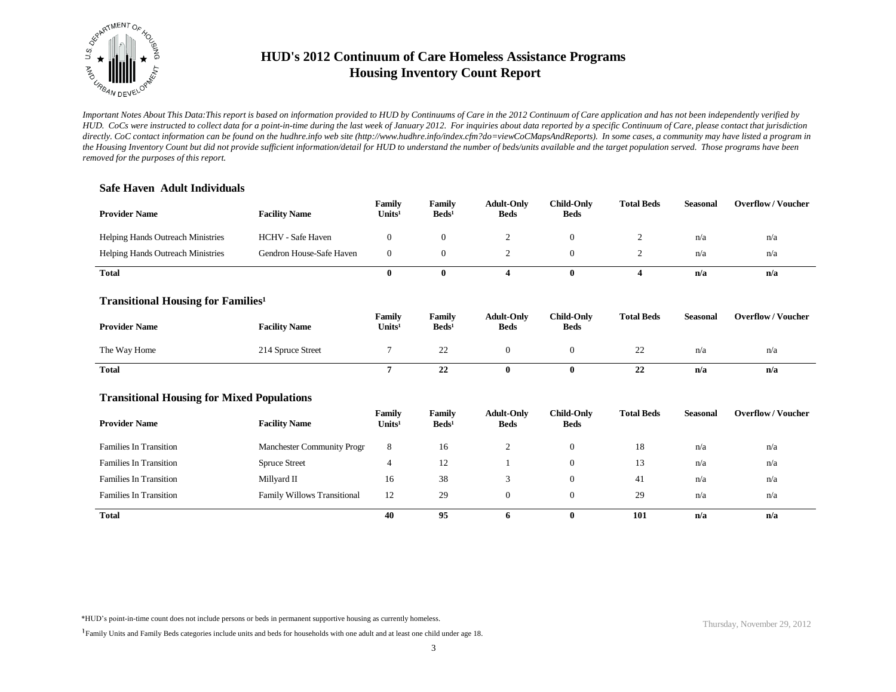# HUD's 2012 Continuum of Care Homeless Assistance Programs
## Housing Inventory Count Report

*Important Notes About This Data:This report is based on information provided to HUD by Continuums of Care in the 2012 Continuum of Care application and has not been independently verified by HUD. CoCs were instructed to collect data for a point-in-time during the last week of January 2012. For inquiries about data reported by a specific Continuum of Care, please contact that jurisdiction directly. CoC contact information can be found on the hudhre.info web site (http://www.hudhre.info/index.cfm?do=viewCoCMapsAndReports). In some cases, a community may have listed a program in the Housing Inventory Count but did not provide sufficient information/detail for HUD to understand the number of beds/units available and the target population served. Those programs have been removed for the purposes of this report.*

### Safe Haven Adult Individuals

| Provider Name | Facility Name | Family Units[1] | Family Beds[1] | Adult-Only Beds | Child-Only Beds | Total Beds | Seasonal | Overflow / Voucher |
|---|---|---|---|---|---|---|---|---|
| Helping Hands Outreach Ministries | HCHV - Safe Haven | 0 | 0 | 2 | 0 | 2 | n/a | n/a |
| Helping Hands Outreach Ministries | Gendron House-Safe Haven | 0 | 0 | 2 | 0 | 2 | n/a | n/a |
| **Total** | | **0** | **0** | **4** | **0** | **4** | **n/a** | **n/a** |

### Transitional Housing for Families[1]

| Provider Name | Facility Name | Family Units[1] | Family Beds[1] | Adult-Only Beds | Child-Only Beds | Total Beds | Seasonal | Overflow / Voucher |
|---|---|---|---|---|---|---|---|---|
| The Way Home | 214 Spruce Street | 7 | 22 | 0 | 0 | 22 | n/a | n/a |
| **Total** | | **7** | **22** | **0** | **0** | **22** | **n/a** | **n/a** |

### Transitional Housing for Mixed Populations

| Provider Name | Facility Name | Family Units[1] | Family Beds[1] | Adult-Only Beds | Child-Only Beds | Total Beds | Seasonal | Overflow / Voucher |
|---|---|---|---|---|---|---|---|---|
| Families In Transition | Manchester Community Progr | 8 | 16 | 2 | 0 | 18 | n/a | n/a |
| Families In Transition | Spruce Street | 4 | 12 | 1 | 0 | 13 | n/a | n/a |
| Families In Transition | Millyard II | 16 | 38 | 3 | 0 | 41 | n/a | n/a |
| Families In Transition | Family Willows Transitional | 12 | 29 | 0 | 0 | 29 | n/a | n/a |
| **Total** | | **40** | **95** | **6** | **0** | **101** | **n/a** | **n/a** |

*HUD's point-in-time count does not include persons or beds in permanent supportive housing as currently homeless.

[1] Family Units and Family Beds categories include units and beds for households with one adult and at least one child under age 18.

Thursday, November 29, 2012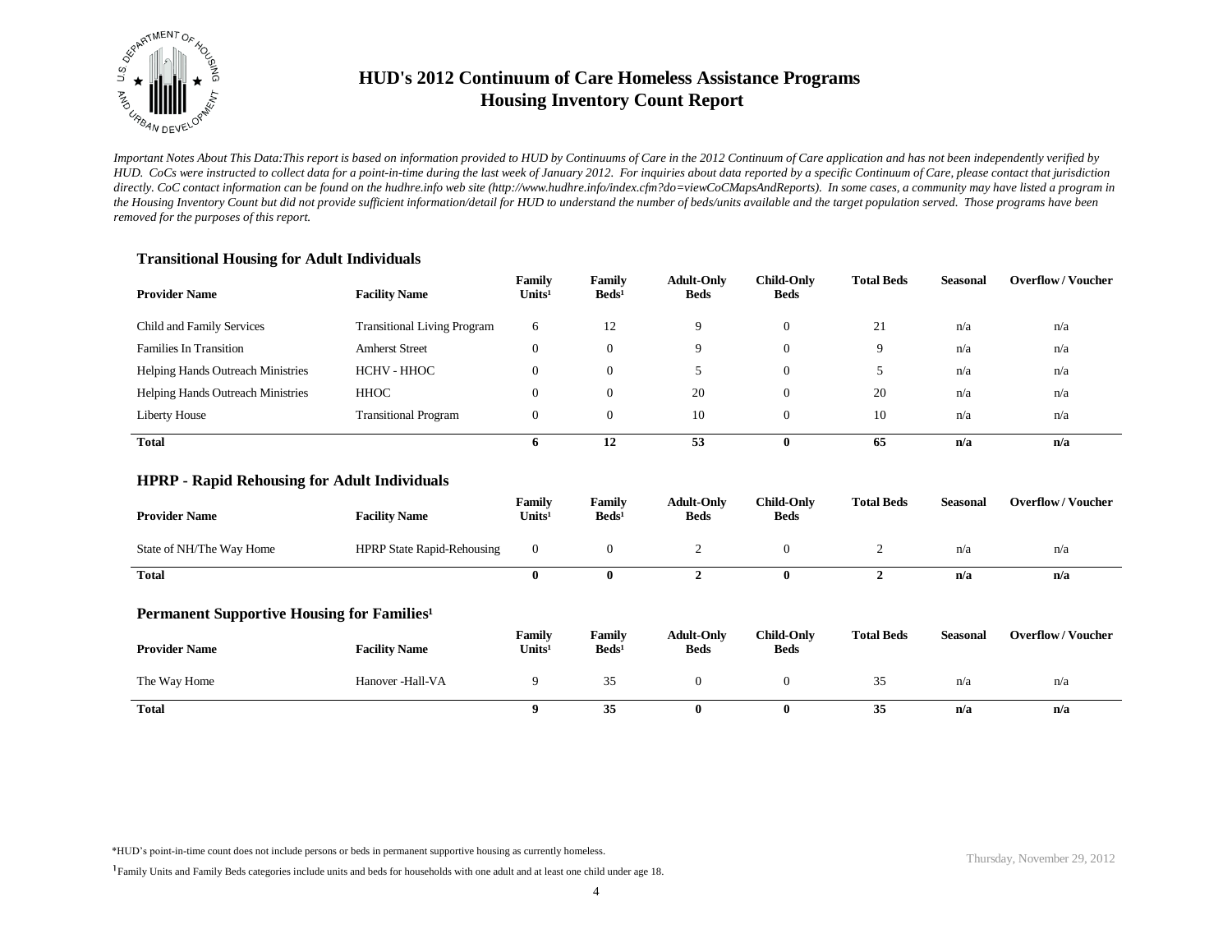# HUD's 2012 Continuum of Care Homeless Assistance Programs
# Housing Inventory Count Report

*Important Notes About This Data:This report is based on information provided to HUD by Continuums of Care in the 2012 Continuum of Care application and has not been independently verified by HUD. CoCs were instructed to collect data for a point-in-time during the last week of January 2012. For inquiries about data reported by a specific Continuum of Care, please contact that jurisdiction directly. CoC contact information can be found on the hudhre.info web site (http://www.hudhre.info/index.cfm?do=viewCoCMapsAndReports). In some cases, a community may have listed a program in the Housing Inventory Count but did not provide sufficient information/detail for HUD to understand the number of beds/units available and the target population served. Those programs have been removed for the purposes of this report.*

### Transitional Housing for Adult Individuals

| Provider Name | Facility Name | Family Units[1] | Family Beds[1] | Adult-Only Beds | Child-Only Beds | Total Beds | Seasonal | Overflow / Voucher |
|---|---|---|---|---|---|---|---|---|
| Child and Family Services | Transitional Living Program | 6 | 12 | 9 | 0 | 21 | n/a | n/a |
| Families In Transition | Amherst Street | 0 | 0 | 9 | 0 | 9 | n/a | n/a |
| Helping Hands Outreach Ministries | HCHV - HHOC | 0 | 0 | 5 | 0 | 5 | n/a | n/a |
| Helping Hands Outreach Ministries | HHOC | 0 | 0 | 20 | 0 | 20 | n/a | n/a |
| Liberty House | Transitional Program | 0 | 0 | 10 | 0 | 10 | n/a | n/a |
| **Total** | | **6** | **12** | **53** | **0** | **65** | **n/a** | **n/a** |

### HPRP - Rapid Rehousing for Adult Individuals

| Provider Name | Facility Name | Family Units[1] | Family Beds[1] | Adult-Only Beds | Child-Only Beds | Total Beds | Seasonal | Overflow / Voucher |
|---|---|---|---|---|---|---|---|---|
| State of NH/The Way Home | HPRP State Rapid-Rehousing | 0 | 0 | 2 | 0 | 2 | n/a | n/a |
| **Total** | | **0** | **0** | **2** | **0** | **2** | **n/a** | **n/a** |

### Permanent Supportive Housing for Families[1]

| Provider Name | Facility Name | Family Units[1] | Family Beds[1] | Adult-Only Beds | Child-Only Beds | Total Beds | Seasonal | Overflow / Voucher |
|---|---|---|---|---|---|---|---|---|
| The Way Home | Hanover -Hall-VA | 9 | 35 | 0 | 0 | 35 | n/a | n/a |
| **Total** | | **9** | **35** | **0** | **0** | **35** | **n/a** | **n/a** |

*HUD's point-in-time count does not include persons or beds in permanent supportive housing as currently homeless.

[1] Family Units and Family Beds categories include units and beds for households with one adult and at least one child under age 18.

Thursday, November 29, 2012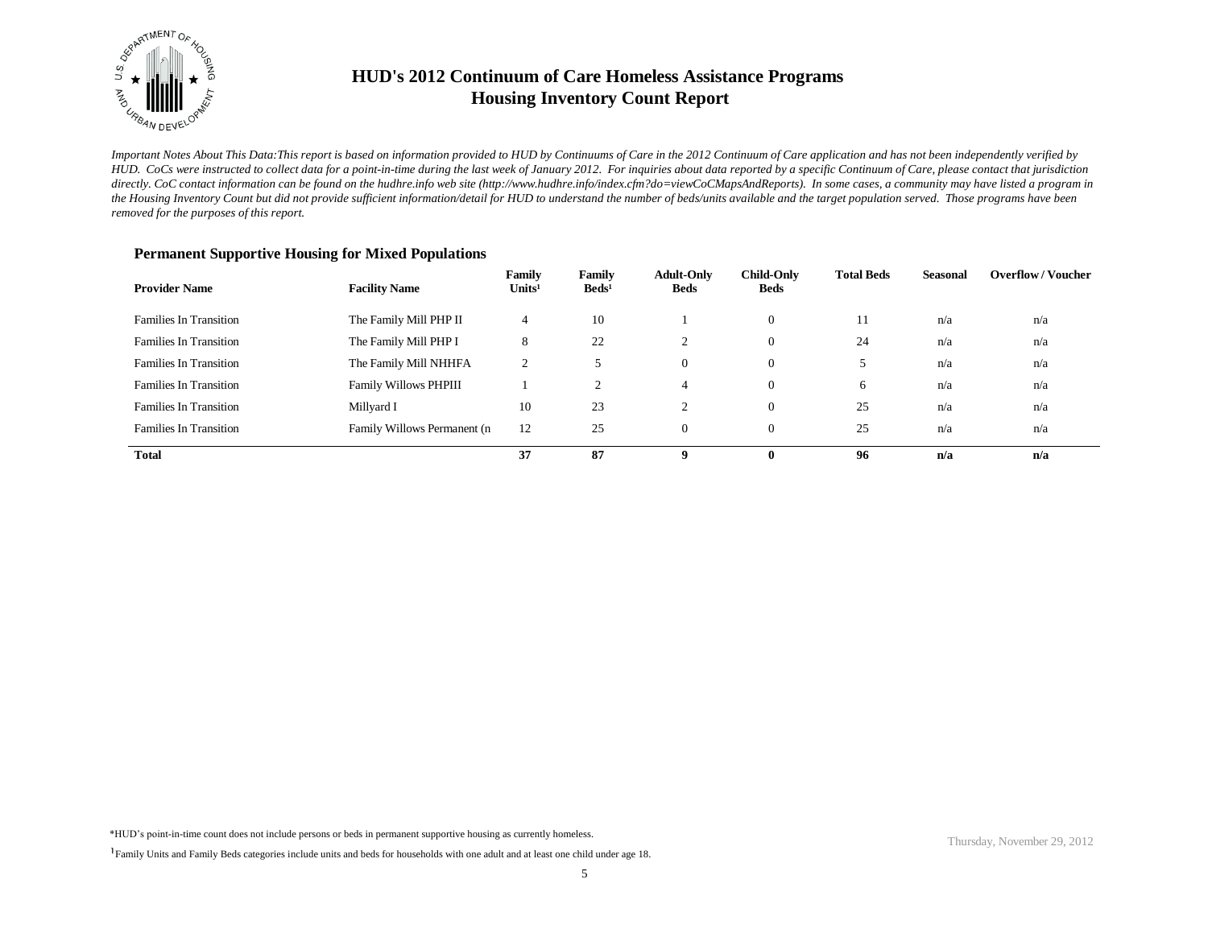# HUD's 2012 Continuum of Care Homeless Assistance Programs
# Housing Inventory Count Report

*Important Notes About This Data:This report is based on information provided to HUD by Continuums of Care in the 2012 Continuum of Care application and has not been independently verified by HUD. CoCs were instructed to collect data for a point-in-time during the last week of January 2012. For inquiries about data reported by a specific Continuum of Care, please contact that jurisdiction directly. CoC contact information can be found on the hudhre.info web site (http://www.hudhre.info/index.cfm?do=viewCoCMapsAndReports). In some cases, a community may have listed a program in the Housing Inventory Count but did not provide sufficient information/detail for HUD to understand the number of beds/units available and the target population served. Those programs have been removed for the purposes of this report.*

## Permanent Supportive Housing for Mixed Populations

| Provider Name | Facility Name | Family Units[1] | Family Beds[1] | Adult-Only Beds | Child-Only Beds | Total Beds | Seasonal | Overflow / Voucher |
|---|---|---|---|---|---|---|---|---|
| Families In Transition | The Family Mill PHP II | 4 | 10 | 1 | 0 | 11 | n/a | n/a |
| Families In Transition | The Family Mill PHP I | 8 | 22 | 2 | 0 | 24 | n/a | n/a |
| Families In Transition | The Family Mill NHHFA | 2 | 5 | 0 | 0 | 5 | n/a | n/a |
| Families In Transition | Family Willows PHPIII | 1 | 2 | 4 | 0 | 6 | n/a | n/a |
| Families In Transition | Millyard I | 10 | 23 | 2 | 0 | 25 | n/a | n/a |
| Families In Transition | Family Willows Permanent (n | 12 | 25 | 0 | 0 | 25 | n/a | n/a |
| **Total** | | **37** | **87** | **9** | **0** | **96** | **n/a** | **n/a** |

*HUD's point-in-time count does not include persons or beds in permanent supportive housing as currently homeless.

[1]Family Units and Family Beds categories include units and beds for households with one adult and at least one child under age 18.

Thursday, November 29, 2012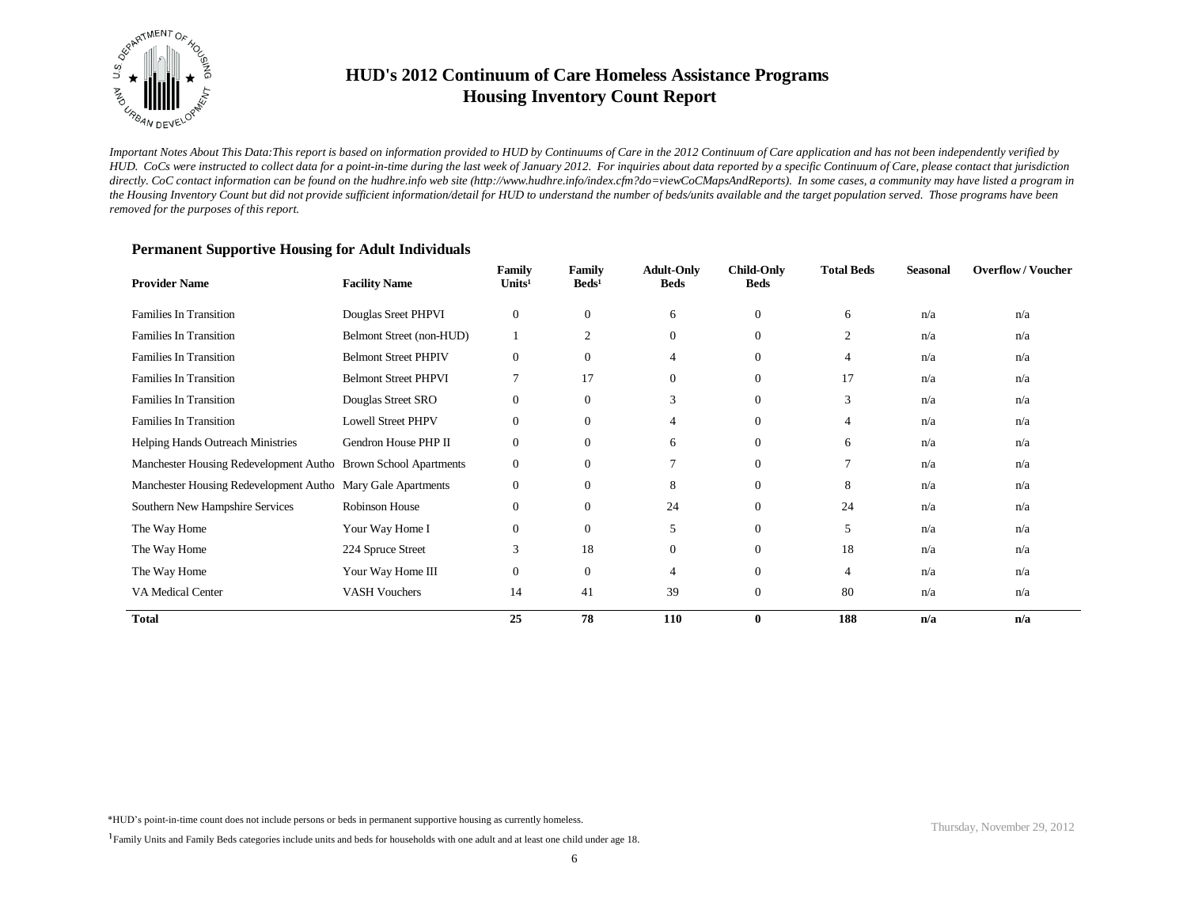# HUD's 2012 Continuum of Care Homeless Assistance Programs
# Housing Inventory Count Report

*Important Notes About This Data:This report is based on information provided to HUD by Continuums of Care in the 2012 Continuum of Care application and has not been independently verified by HUD. CoCs were instructed to collect data for a point-in-time during the last week of January 2012. For inquiries about data reported by a specific Continuum of Care, please contact that jurisdiction directly. CoC contact information can be found on the hudhre.info web site (http://www.hudhre.info/index.cfm?do=viewCoCMapsAndReports). In some cases, a community may have listed a program in the Housing Inventory Count but did not provide sufficient information/detail for HUD to understand the number of beds/units available and the target population served. Those programs have been removed for the purposes of this report.*

## Permanent Supportive Housing for Adult Individuals

| Provider Name | Facility Name | Family Units[1] | Family Beds[1] | Adult-Only Beds | Child-Only Beds | Total Beds | Seasonal | Overflow / Voucher |
|---|---|---|---|---|---|---|---|---|
| Families In Transition | Douglas Sreet PHPVI | 0 | 0 | 6 | 0 | 6 | n/a | n/a |
| Families In Transition | Belmont Street (non-HUD) | 1 | 2 | 0 | 0 | 2 | n/a | n/a |
| Families In Transition | Belmont Street PHPIV | 0 | 0 | 4 | 0 | 4 | n/a | n/a |
| Families In Transition | Belmont Street PHPVI | 7 | 17 | 0 | 0 | 17 | n/a | n/a |
| Families In Transition | Douglas Street SRO | 0 | 0 | 3 | 0 | 3 | n/a | n/a |
| Families In Transition | Lowell Street PHPV | 0 | 0 | 4 | 0 | 4 | n/a | n/a |
| Helping Hands Outreach Ministries | Gendron House PHP II | 0 | 0 | 6 | 0 | 6 | n/a | n/a |
| Manchester Housing Redevelopment Autho | Brown School Apartments | 0 | 0 | 7 | 0 | 7 | n/a | n/a |
| Manchester Housing Redevelopment Autho | Mary Gale Apartments | 0 | 0 | 8 | 0 | 8 | n/a | n/a |
| Southern New Hampshire Services | Robinson House | 0 | 0 | 24 | 0 | 24 | n/a | n/a |
| The Way Home | Your Way Home I | 0 | 0 | 5 | 0 | 5 | n/a | n/a |
| The Way Home | 224 Spruce Street | 3 | 18 | 0 | 0 | 18 | n/a | n/a |
| The Way Home | Your Way Home III | 0 | 0 | 4 | 0 | 4 | n/a | n/a |
| VA Medical Center | VASH Vouchers | 14 | 41 | 39 | 0 | 80 | n/a | n/a |
| **Total** | | **25** | **78** | **110** | **0** | **188** | **n/a** | **n/a** |

*HUD's point-in-time count does not include persons or beds in permanent supportive housing as currently homeless.

[1] Family Units and Family Beds categories include units and beds for households with one adult and at least one child under age 18.

Thursday, November 29, 2012